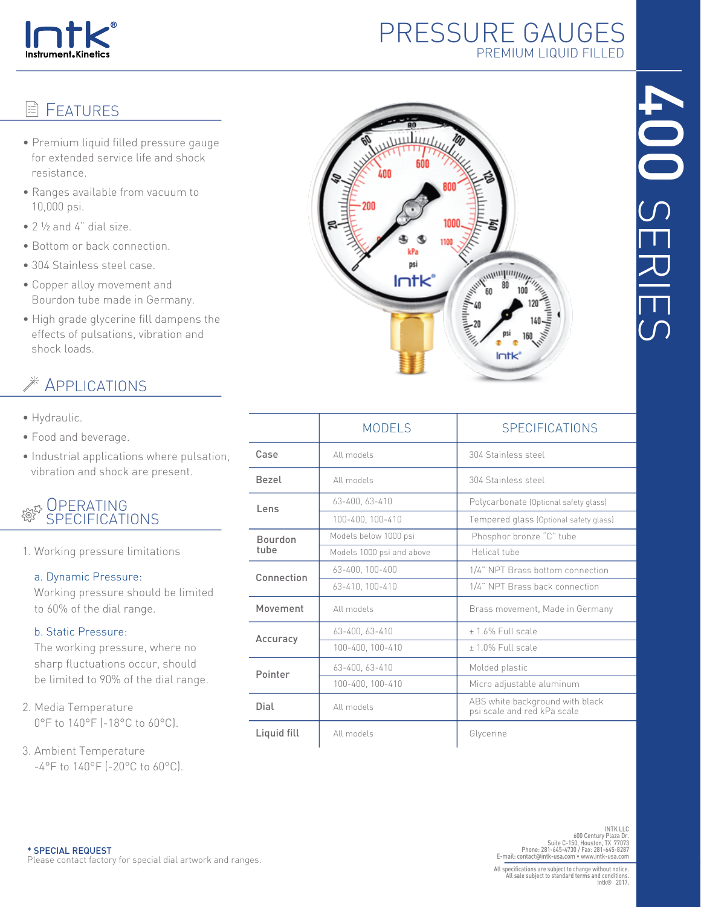# PRESSURE GAUGES

## PREMIUM LIQUID FILLED

# 400 SERIES

## FEATURES

- Premium liquid filled pressure gauge for extended service life and shock resistance.
- Ranges available from vacuum to 10,000 psi.
- 2 ½ and 4" dial size.
- Bottom or back connection.
- 304 Stainless steel case.
- Copper alloy movement and Bourdon tube made in Germany.
- High grade glycerine fill dampens the effects of pulsations, vibration and shock loads.

## APPLICATIONS

- Hydraulic.
- Food and beverage.
- Industrial applications where pulsation, vibration and shock are present.

## OPERATING SPECIFICATIONS

1. Working pressure limitations

   a. Dynamic Pressure:
   Working pressure should be limited to 60% of the dial range.

   b. Static Pressure:
   The working pressure, where no sharp fluctuations occur, should be limited to 90% of the dial range.

2. Media Temperature
   0°F to 140°F (-18°C to 60°C).

3. Ambient Temperature
   -4°F to 140°F (-20°C to 60°C).

| | MODELS | SPECIFICATIONS |
|---|---|---|
| Case | All models | 304 Stainless steel |
| Bezel | All models | 304 Stainless steel |
| Lens | 63-400, 63-410 | Polycarbonate (Optional safety glass) |
| | 100-400, 100-410 | Tempered glass (Optional safety glass) |
| Bourdon tube | Models below 1000 psi | Phosphor bronze "C" tube |
| | Models 1000 psi and above | Helical tube |
| Connection | 63-400, 100-400 | 1/4" NPT Brass bottom connection |
| | 63-410, 100-410 | 1/4" NPT Brass back connection |
| Movement | All models | Brass movement, Made in Germany |
| Accuracy | 63-400, 63-410 | ± 1.6% Full scale |
| | 100-400, 100-410 | ± 1.0% Full scale |
| Pointer | 63-400, 63-410 | Molded plastic |
| | 100-400, 100-410 | Micro adjustable aluminum |
| Dial | All models | ABS white background with black psi scale and red kPa scale |
| Liquid fill | All models | Glycerine |

**\* SPECIAL REQUEST**
Please contact factory for special dial artwork and ranges.

INTK LLC
600 Century Plaza Dr.
Suite C-150, Houston, TX 77073
Phone: 281-645-4730 / Fax: 281-645-8287
E-mail: contact@intk-usa.com • www.intk-usa.com

All specifications are subject to change without notice.
All sale subject to standard terms and conditions.
Intk® 2017.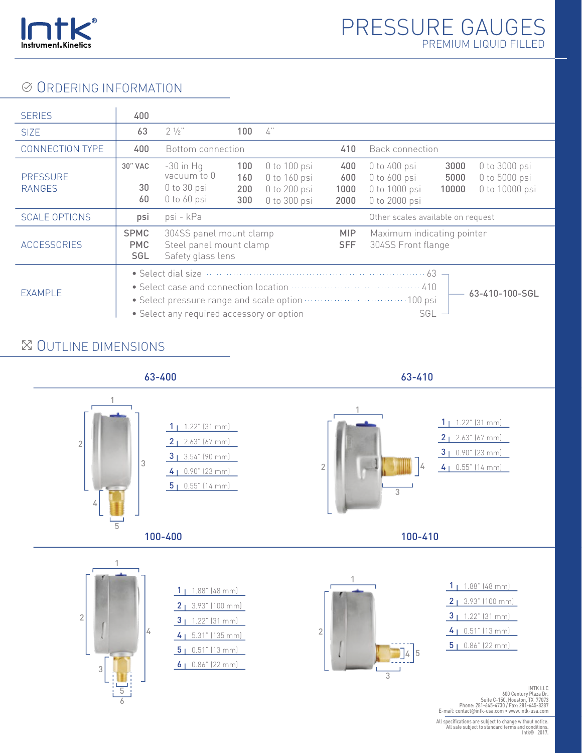# PRESSURE GAUGES
## PREMIUM LIQUID FILLED

## ORDERING INFORMATION

| | | | | | | | | |
|---|---|---|---|---|---|---|---|---|
| SERIES | 400 | | | | | | | |
| SIZE | 63 | 2 ½" | 100 | 4" | | | | |
| CONNECTION TYPE | 400 | Bottom connection | | | 410 | Back connection | | |
| PRESSURE RANGES | 30" VAC | -30 in Hg vacuum to 0 | 100 | 0 to 100 psi | 400 | 0 to 400 psi | 3000 | 0 to 3000 psi |
| | | | 160 | 0 to 160 psi | 600 | 0 to 600 psi | 5000 | 0 to 5000 psi |
| | 30 | 0 to 30 psi | 200 | 0 to 200 psi | 1000 | 0 to 1000 psi | 10000 | 0 to 10000 psi |
| | 60 | 0 to 60 psi | 300 | 0 to 300 psi | 2000 | 0 to 2000 psi | | |
| SCALE OPTIONS | psi | psi - kPa | | | | Other scales available on request | | |
| ACCESSORIES | SPMC | 304SS panel mount clamp | | | MIP | Maximum indicating pointer | | |
| | PMC | Steel panel mount clamp | | | SFF | 304SS Front flange | | |
| | SGL | Safety glass lens | | | | | | |

**EXAMPLE**

- Select dial size ........ 63
- Select case and connection location ........ 410
- Select pressure range and scale option ........ 100 psi
- Select any required accessory or option ........ SGL

**63-410-100-SGL**

## OUTLINE DIMENSIONS

### 63-400

1 | 1.22" (31 mm)
2 | 2.63" (67 mm)
3 | 3.54" (90 mm)
4 | 0.90" (23 mm)
5 | 0.55" (14 mm)

### 63-410

1 | 1.22" (31 mm)
2 | 2.63" (67 mm)
3 | 0.90" (23 mm)
4 | 0.55" (14 mm)

### 100-400

1 | 1.88" (48 mm)
2 | 3.93" (100 mm)
3 | 1.22" (31 mm)
4 | 5.31" (135 mm)
5 | 0.51" (13 mm)
6 | 0.86" (22 mm)

### 100-410

1 | 1.88" (48 mm)
2 | 3.93" (100 mm)
3 | 1.22" (31 mm)
4 | 0.51" (13 mm)
5 | 0.86" (22 mm)

INTK LLC
600 Century Plaza Dr.
Suite C-150, Houston, TX 77073
Phone: 281-645-4730 / Fax: 281-645-8287
E-mail: contact@intk-usa.com • www.intk-usa.com

All specifications are subject to change without notice.
All sale subject to standard terms and conditions.
Intk® 2017.